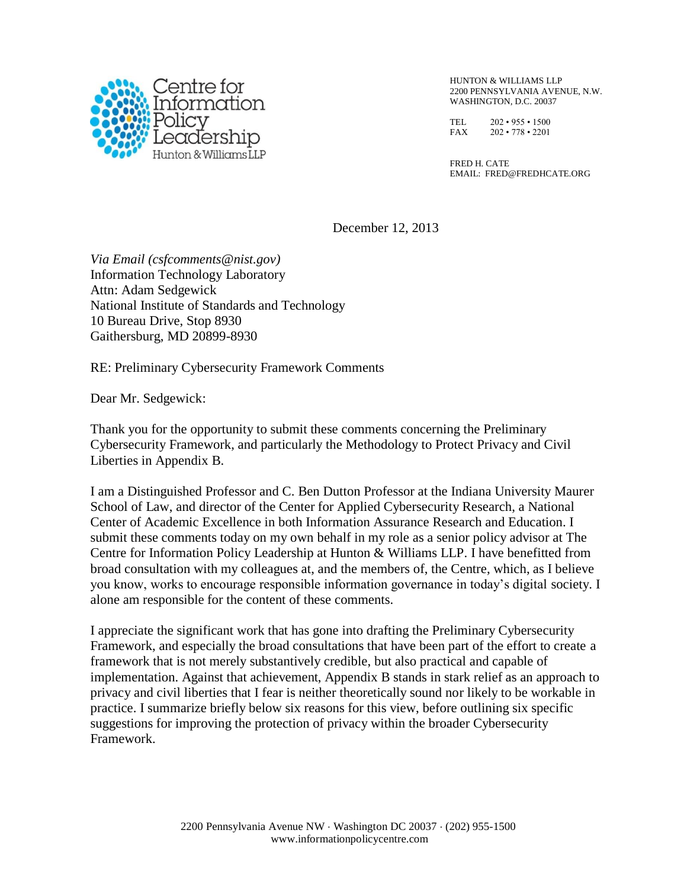Centre for Information Policy Leadership
Hunton & Williams LLP

HUNTON & WILLIAMS LLP
2200 PENNSYLVANIA AVENUE, N.W.
WASHINGTON, D.C. 20037

TEL 202 • 955 • 1500
FAX 202 • 778 • 2201

FRED H. CATE
EMAIL: FRED@FREDHCATE.ORG

December 12, 2013

*Via Email (csfcomments@nist.gov)*
Information Technology Laboratory
Attn: Adam Sedgewick
National Institute of Standards and Technology
10 Bureau Drive, Stop 8930
Gaithersburg, MD 20899-8930

RE: Preliminary Cybersecurity Framework Comments

Dear Mr. Sedgewick:

Thank you for the opportunity to submit these comments concerning the Preliminary Cybersecurity Framework, and particularly the Methodology to Protect Privacy and Civil Liberties in Appendix B.

I am a Distinguished Professor and C. Ben Dutton Professor at the Indiana University Maurer School of Law, and director of the Center for Applied Cybersecurity Research, a National Center of Academic Excellence in both Information Assurance Research and Education. I submit these comments today on my own behalf in my role as a senior policy advisor at The Centre for Information Policy Leadership at Hunton & Williams LLP. I have benefitted from broad consultation with my colleagues at, and the members of, the Centre, which, as I believe you know, works to encourage responsible information governance in today's digital society. I alone am responsible for the content of these comments.

I appreciate the significant work that has gone into drafting the Preliminary Cybersecurity Framework, and especially the broad consultations that have been part of the effort to create a framework that is not merely substantively credible, but also practical and capable of implementation. Against that achievement, Appendix B stands in stark relief as an approach to privacy and civil liberties that I fear is neither theoretically sound nor likely to be workable in practice. I summarize briefly below six reasons for this view, before outlining six specific suggestions for improving the protection of privacy within the broader Cybersecurity Framework.

2200 Pennsylvania Avenue NW · Washington DC 20037 · (202) 955-1500
www.informationpolicycentre.com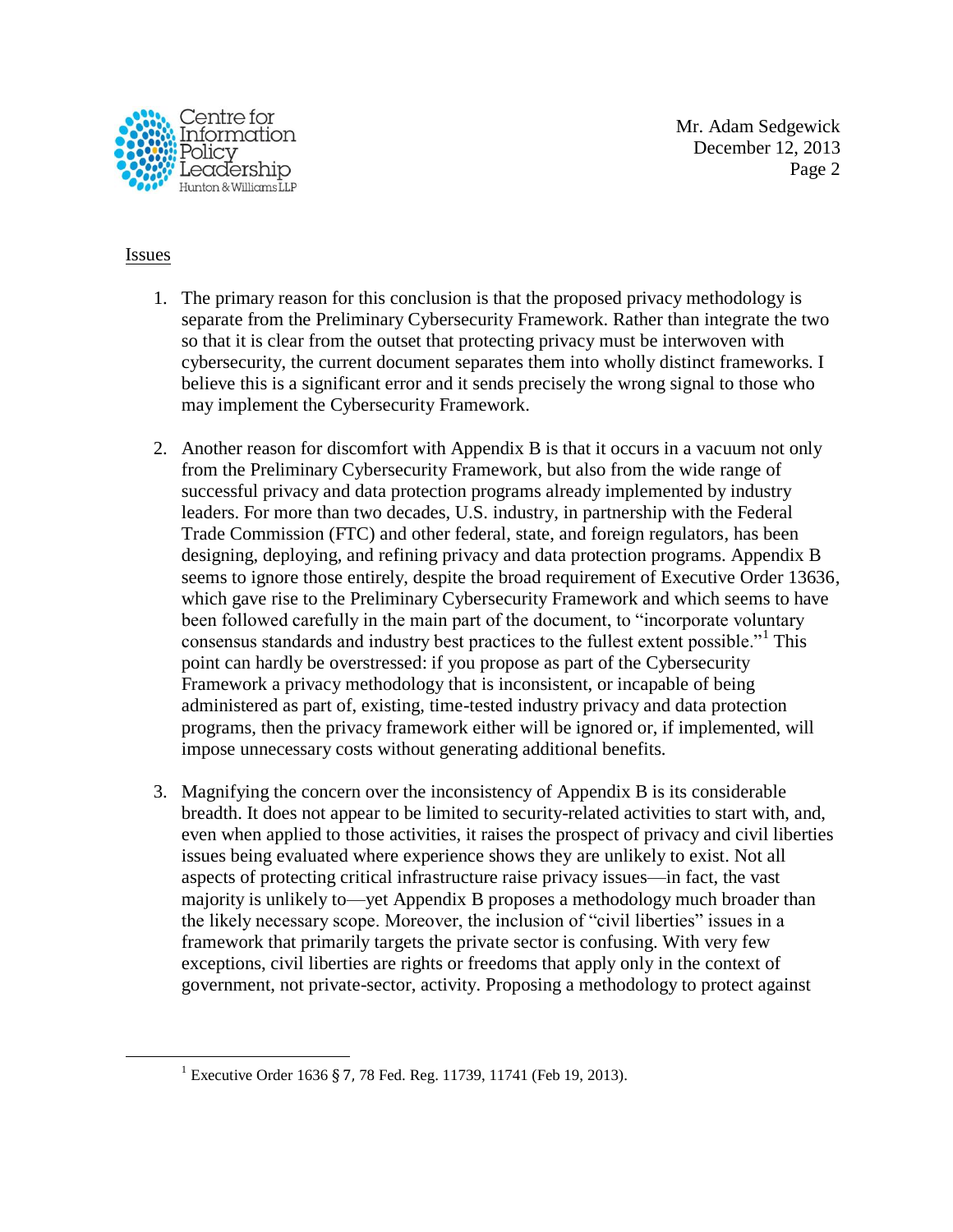Issues

1. The primary reason for this conclusion is that the proposed privacy methodology is separate from the Preliminary Cybersecurity Framework. Rather than integrate the two so that it is clear from the outset that protecting privacy must be interwoven with cybersecurity, the current document separates them into wholly distinct frameworks. I believe this is a significant error and it sends precisely the wrong signal to those who may implement the Cybersecurity Framework.

2. Another reason for discomfort with Appendix B is that it occurs in a vacuum not only from the Preliminary Cybersecurity Framework, but also from the wide range of successful privacy and data protection programs already implemented by industry leaders. For more than two decades, U.S. industry, in partnership with the Federal Trade Commission (FTC) and other federal, state, and foreign regulators, has been designing, deploying, and refining privacy and data protection programs. Appendix B seems to ignore those entirely, despite the broad requirement of Executive Order 13636, which gave rise to the Preliminary Cybersecurity Framework and which seems to have been followed carefully in the main part of the document, to "incorporate voluntary consensus standards and industry best practices to the fullest extent possible."[1] This point can hardly be overstressed: if you propose as part of the Cybersecurity Framework a privacy methodology that is inconsistent, or incapable of being administered as part of, existing, time-tested industry privacy and data protection programs, then the privacy framework either will be ignored or, if implemented, will impose unnecessary costs without generating additional benefits.

3. Magnifying the concern over the inconsistency of Appendix B is its considerable breadth. It does not appear to be limited to security-related activities to start with, and, even when applied to those activities, it raises the prospect of privacy and civil liberties issues being evaluated where experience shows they are unlikely to exist. Not all aspects of protecting critical infrastructure raise privacy issues—in fact, the vast majority is unlikely to—yet Appendix B proposes a methodology much broader than the likely necessary scope. Moreover, the inclusion of "civil liberties" issues in a framework that primarily targets the private sector is confusing. With very few exceptions, civil liberties are rights or freedoms that apply only in the context of government, not private-sector, activity. Proposing a methodology to protect against

---

[1] Executive Order 1636 § 7, 78 Fed. Reg. 11739, 11741 (Feb 19, 2013).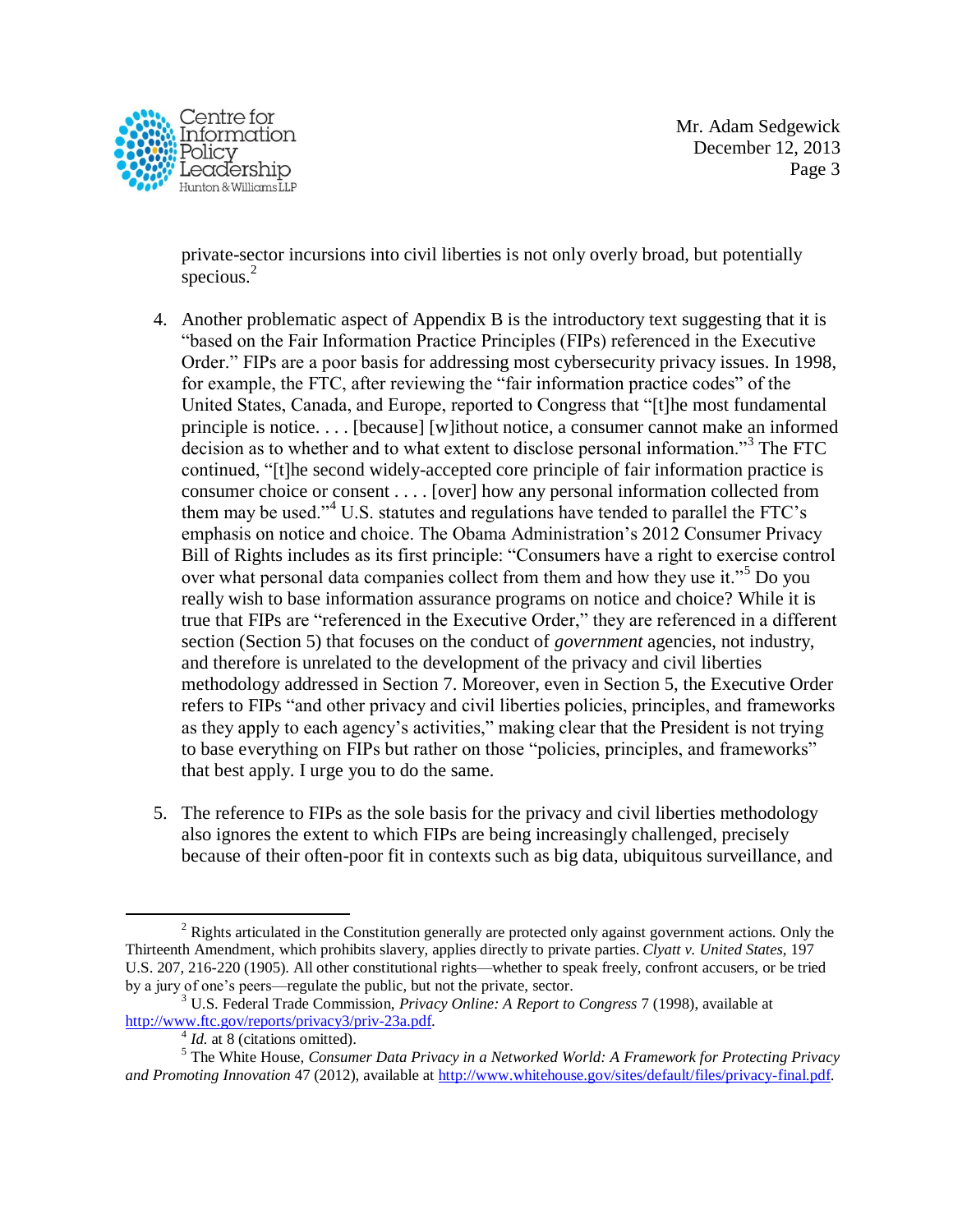private-sector incursions into civil liberties is not only overly broad, but potentially specious.[2]

4. Another problematic aspect of Appendix B is the introductory text suggesting that it is "based on the Fair Information Practice Principles (FIPs) referenced in the Executive Order." FIPs are a poor basis for addressing most cybersecurity privacy issues. In 1998, for example, the FTC, after reviewing the "fair information practice codes" of the United States, Canada, and Europe, reported to Congress that "[t]he most fundamental principle is notice. . . . [because] [w]ithout notice, a consumer cannot make an informed decision as to whether and to what extent to disclose personal information."[3] The FTC continued, "[t]he second widely-accepted core principle of fair information practice is consumer choice or consent . . . . [over] how any personal information collected from them may be used."[4] U.S. statutes and regulations have tended to parallel the FTC's emphasis on notice and choice. The Obama Administration's 2012 Consumer Privacy Bill of Rights includes as its first principle: "Consumers have a right to exercise control over what personal data companies collect from them and how they use it."[5] Do you really wish to base information assurance programs on notice and choice? While it is true that FIPs are "referenced in the Executive Order," they are referenced in a different section (Section 5) that focuses on the conduct of *government* agencies, not industry, and therefore is unrelated to the development of the privacy and civil liberties methodology addressed in Section 7. Moreover, even in Section 5, the Executive Order refers to FIPs "and other privacy and civil liberties policies, principles, and frameworks as they apply to each agency's activities," making clear that the President is not trying to base everything on FIPs but rather on those "policies, principles, and frameworks" that best apply. I urge you to do the same.

5. The reference to FIPs as the sole basis for the privacy and civil liberties methodology also ignores the extent to which FIPs are being increasingly challenged, precisely because of their often-poor fit in contexts such as big data, ubiquitous surveillance, and

---

[2] Rights articulated in the Constitution generally are protected only against government actions. Only the Thirteenth Amendment, which prohibits slavery, applies directly to private parties. *Clyatt v. United States*, 197 U.S. 207, 216-220 (1905). All other constitutional rights—whether to speak freely, confront accusers, or be tried by a jury of one's peers—regulate the public, but not the private, sector.

[3] U.S. Federal Trade Commission, *Privacy Online: A Report to Congress* 7 (1998), available at http://www.ftc.gov/reports/privacy3/priv-23a.pdf.

[4] *Id.* at 8 (citations omitted).

[5] The White House, *Consumer Data Privacy in a Networked World: A Framework for Protecting Privacy and Promoting Innovation* 47 (2012), available at http://www.whitehouse.gov/sites/default/files/privacy-final.pdf.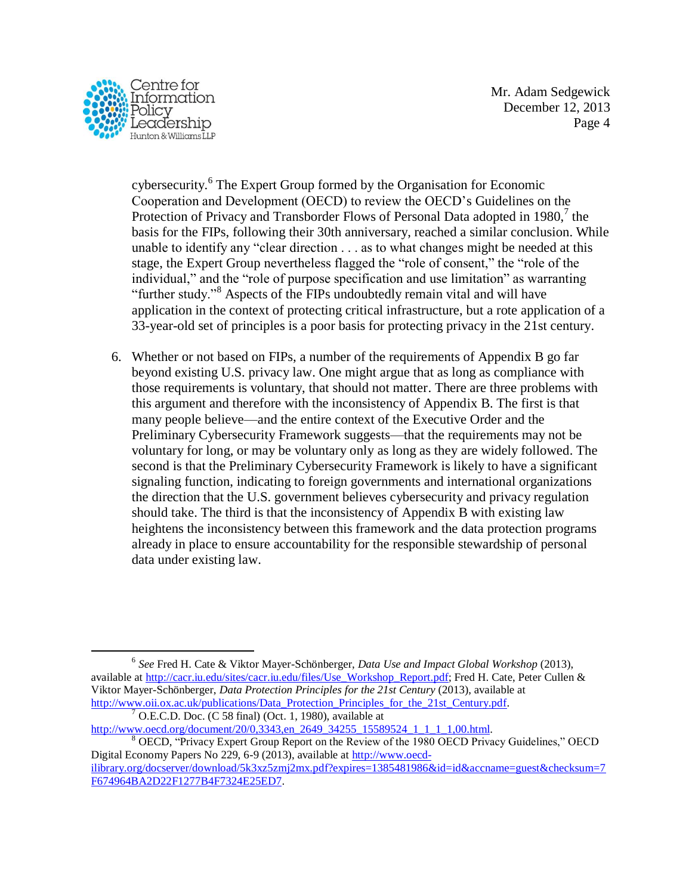cybersecurity.[6] The Expert Group formed by the Organisation for Economic Cooperation and Development (OECD) to review the OECD's Guidelines on the Protection of Privacy and Transborder Flows of Personal Data adopted in 1980,[7] the basis for the FIPs, following their 30th anniversary, reached a similar conclusion. While unable to identify any "clear direction . . . as to what changes might be needed at this stage, the Expert Group nevertheless flagged the "role of consent," the "role of the individual," and the "role of purpose specification and use limitation" as warranting "further study."[8] Aspects of the FIPs undoubtedly remain vital and will have application in the context of protecting critical infrastructure, but a rote application of a 33-year-old set of principles is a poor basis for protecting privacy in the 21st century.

6. Whether or not based on FIPs, a number of the requirements of Appendix B go far beyond existing U.S. privacy law. One might argue that as long as compliance with those requirements is voluntary, that should not matter. There are three problems with this argument and therefore with the inconsistency of Appendix B. The first is that many people believe—and the entire context of the Executive Order and the Preliminary Cybersecurity Framework suggests—that the requirements may not be voluntary for long, or may be voluntary only as long as they are widely followed. The second is that the Preliminary Cybersecurity Framework is likely to have a significant signaling function, indicating to foreign governments and international organizations the direction that the U.S. government believes cybersecurity and privacy regulation should take. The third is that the inconsistency of Appendix B with existing law heightens the inconsistency between this framework and the data protection programs already in place to ensure accountability for the responsible stewardship of personal data under existing law.

---

[6] *See* Fred H. Cate & Viktor Mayer-Schönberger, *Data Use and Impact Global Workshop* (2013), available at http://cacr.iu.edu/sites/cacr.iu.edu/files/Use_Workshop_Report.pdf; Fred H. Cate, Peter Cullen & Viktor Mayer-Schönberger, *Data Protection Principles for the 21st Century* (2013), available at http://www.oii.ox.ac.uk/publications/Data_Protection_Principles_for_the_21st_Century.pdf.

[7] O.E.C.D. Doc. (C 58 final) (Oct. 1, 1980), available at http://www.oecd.org/document/20/0,3343,en_2649_34255_15589524_1_1_1_1,00.html.

[8] OECD, "Privacy Expert Group Report on the Review of the 1980 OECD Privacy Guidelines," OECD Digital Economy Papers No 229, 6-9 (2013), available at http://www.oecd-ilibrary.org/docserver/download/5k3xz5zmj2mx.pdf?expires=1385481986&id=id&accname=guest&checksum=7F674964BA2D22F1277B4F7324E25ED7.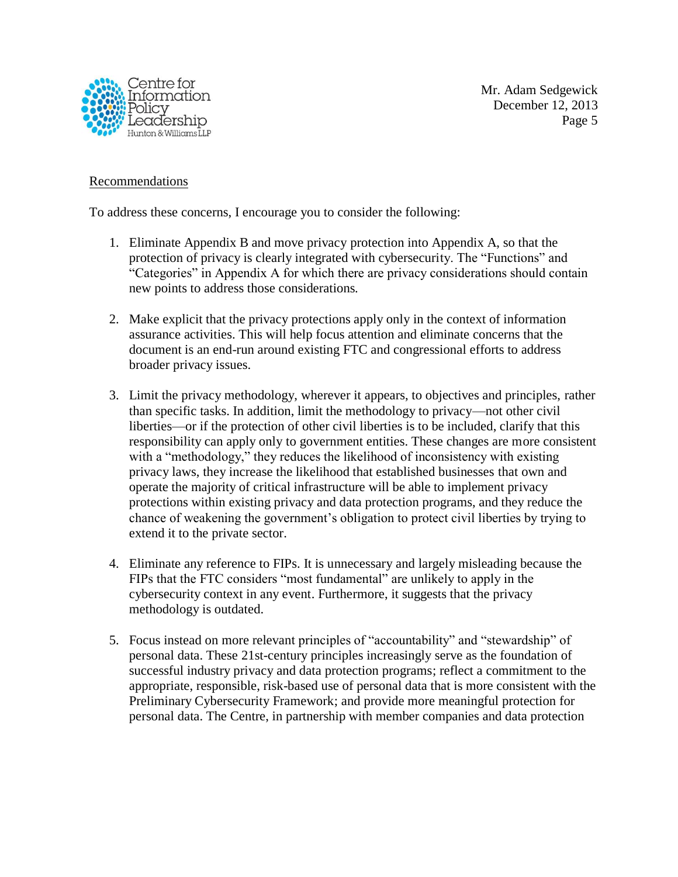Recommendations

To address these concerns, I encourage you to consider the following:

1. Eliminate Appendix B and move privacy protection into Appendix A, so that the protection of privacy is clearly integrated with cybersecurity. The "Functions" and "Categories" in Appendix A for which there are privacy considerations should contain new points to address those considerations.

2. Make explicit that the privacy protections apply only in the context of information assurance activities. This will help focus attention and eliminate concerns that the document is an end-run around existing FTC and congressional efforts to address broader privacy issues.

3. Limit the privacy methodology, wherever it appears, to objectives and principles, rather than specific tasks. In addition, limit the methodology to privacy—not other civil liberties—or if the protection of other civil liberties is to be included, clarify that this responsibility can apply only to government entities. These changes are more consistent with a "methodology," they reduces the likelihood of inconsistency with existing privacy laws, they increase the likelihood that established businesses that own and operate the majority of critical infrastructure will be able to implement privacy protections within existing privacy and data protection programs, and they reduce the chance of weakening the government's obligation to protect civil liberties by trying to extend it to the private sector.

4. Eliminate any reference to FIPs. It is unnecessary and largely misleading because the FIPs that the FTC considers "most fundamental" are unlikely to apply in the cybersecurity context in any event. Furthermore, it suggests that the privacy methodology is outdated.

5. Focus instead on more relevant principles of "accountability" and "stewardship" of personal data. These 21st-century principles increasingly serve as the foundation of successful industry privacy and data protection programs; reflect a commitment to the appropriate, responsible, risk-based use of personal data that is more consistent with the Preliminary Cybersecurity Framework; and provide more meaningful protection for personal data. The Centre, in partnership with member companies and data protection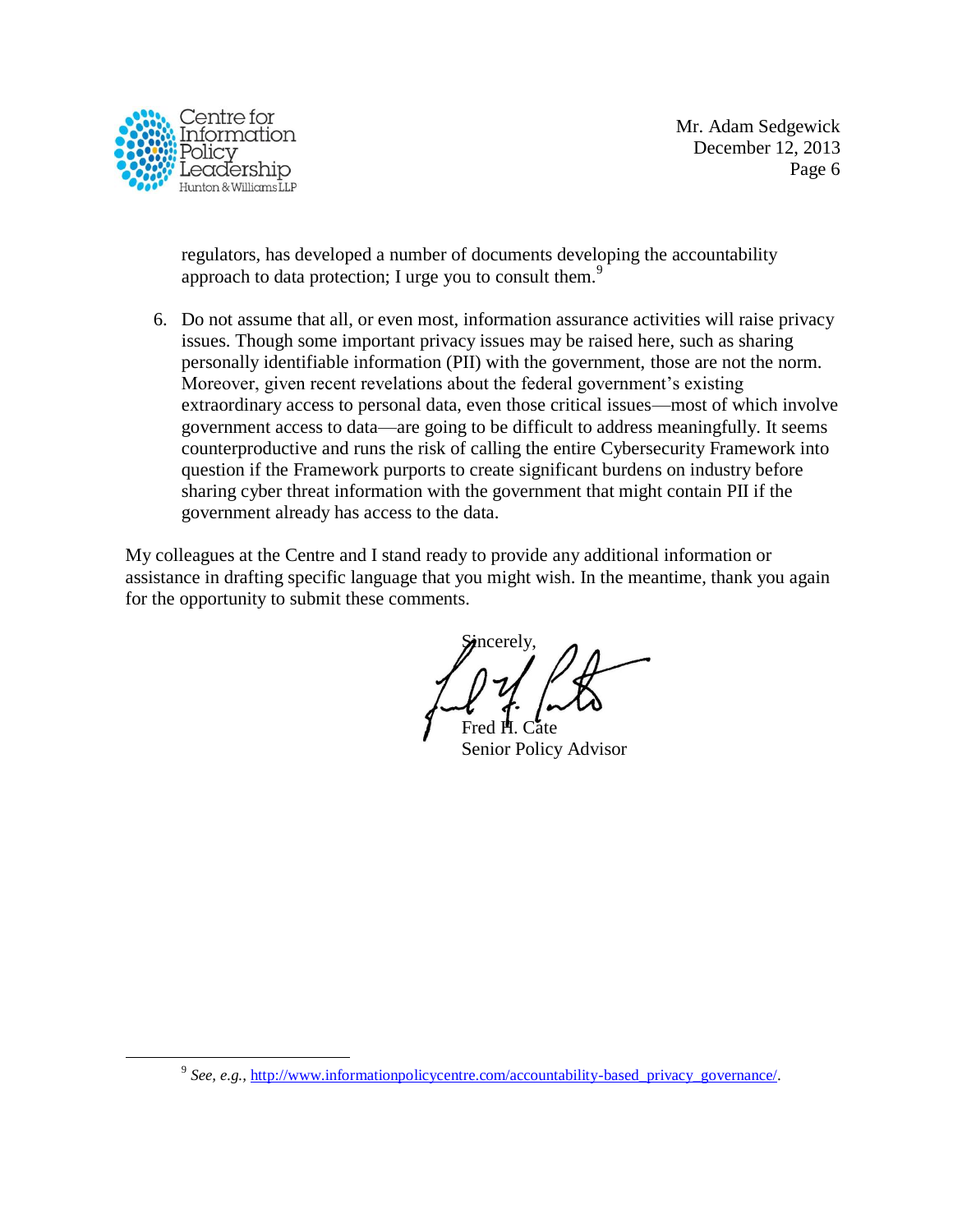regulators, has developed a number of documents developing the accountability approach to data protection; I urge you to consult them.[9]

6. Do not assume that all, or even most, information assurance activities will raise privacy issues. Though some important privacy issues may be raised here, such as sharing personally identifiable information (PII) with the government, those are not the norm. Moreover, given recent revelations about the federal government's existing extraordinary access to personal data, even those critical issues—most of which involve government access to data—are going to be difficult to address meaningfully. It seems counterproductive and runs the risk of calling the entire Cybersecurity Framework into question if the Framework purports to create significant burdens on industry before sharing cyber threat information with the government that might contain PII if the government already has access to the data.

My colleagues at the Centre and I stand ready to provide any additional information or assistance in drafting specific language that you might wish. In the meantime, thank you again for the opportunity to submit these comments.

Sincerely,

Fred H. Cate
Senior Policy Advisor

---

[9] *See, e.g.*, http://www.informationpolicycentre.com/accountability-based_privacy_governance/.